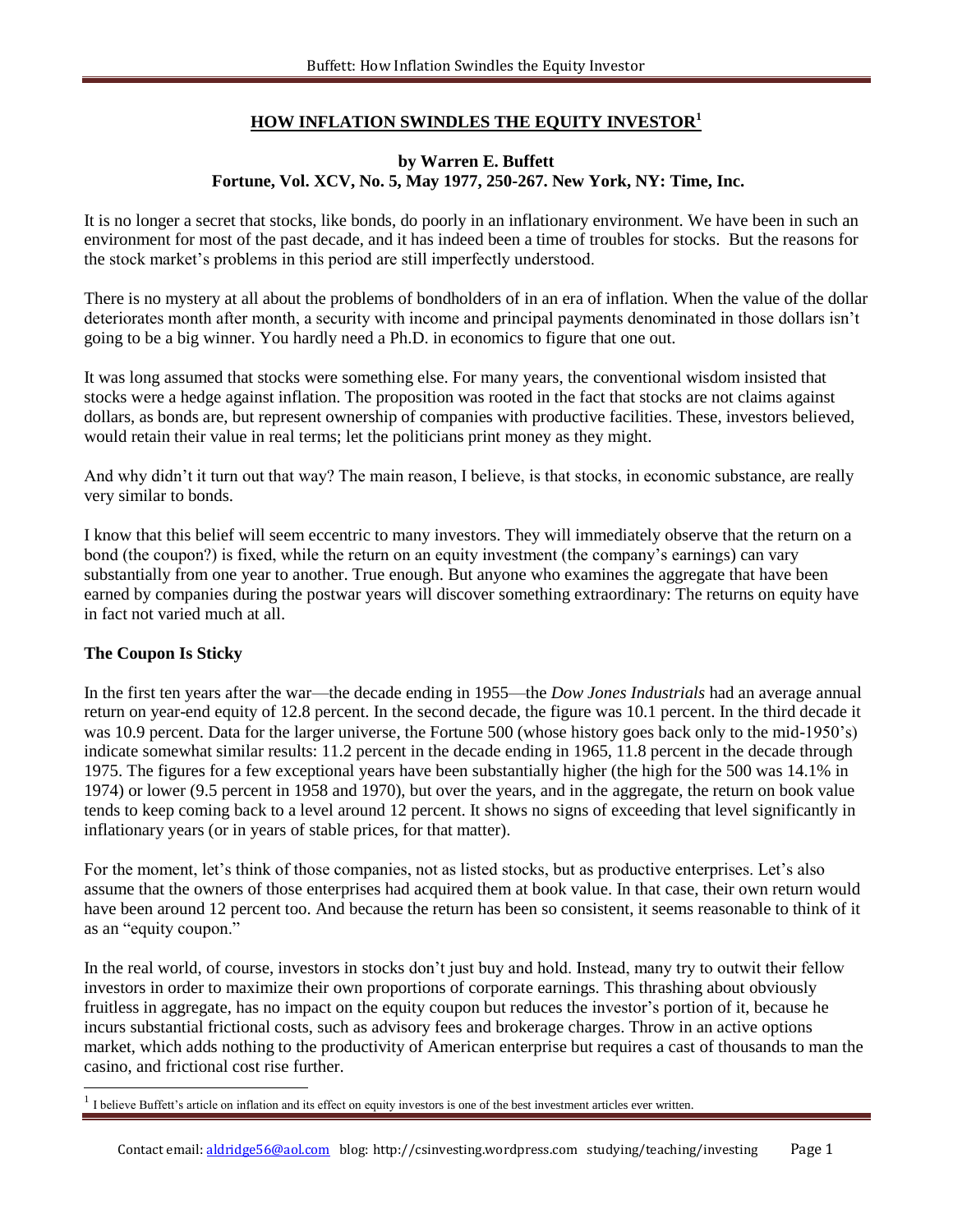## **HOW INFLATION SWINDLES THE EQUITY INVESTOR[1]**

### **by Warren E. Buffett**
### **Fortune, Vol. XCV, No. 5, May 1977, 250-267. New York, NY: Time, Inc.**

It is no longer a secret that stocks, like bonds, do poorly in an inflationary environment. We have been in such an environment for most of the past decade, and it has indeed been a time of troubles for stocks. But the reasons for the stock market's problems in this period are still imperfectly understood.

There is no mystery at all about the problems of bondholders of in an era of inflation. When the value of the dollar deteriorates month after month, a security with income and principal payments denominated in those dollars isn't going to be a big winner. You hardly need a Ph.D. in economics to figure that one out.

It was long assumed that stocks were something else. For many years, the conventional wisdom insisted that stocks were a hedge against inflation. The proposition was rooted in the fact that stocks are not claims against dollars, as bonds are, but represent ownership of companies with productive facilities. These, investors believed, would retain their value in real terms; let the politicians print money as they might.

And why didn't it turn out that way? The main reason, I believe, is that stocks, in economic substance, are really very similar to bonds.

I know that this belief will seem eccentric to many investors. They will immediately observe that the return on a bond (the coupon?) is fixed, while the return on an equity investment (the company's earnings) can vary substantially from one year to another. True enough. But anyone who examines the aggregate that have been earned by companies during the postwar years will discover something extraordinary: The returns on equity have in fact not varied much at all.

### **The Coupon Is Sticky**

In the first ten years after the war—the decade ending in 1955—the *Dow Jones Industrials* had an average annual return on year-end equity of 12.8 percent. In the second decade, the figure was 10.1 percent. In the third decade it was 10.9 percent. Data for the larger universe, the Fortune 500 (whose history goes back only to the mid-1950's) indicate somewhat similar results: 11.2 percent in the decade ending in 1965, 11.8 percent in the decade through 1975. The figures for a few exceptional years have been substantially higher (the high for the 500 was 14.1% in 1974) or lower (9.5 percent in 1958 and 1970), but over the years, and in the aggregate, the return on book value tends to keep coming back to a level around 12 percent. It shows no signs of exceeding that level significantly in inflationary years (or in years of stable prices, for that matter).

For the moment, let's think of those companies, not as listed stocks, but as productive enterprises. Let's also assume that the owners of those enterprises had acquired them at book value. In that case, their own return would have been around 12 percent too. And because the return has been so consistent, it seems reasonable to think of it as an "equity coupon."

In the real world, of course, investors in stocks don't just buy and hold. Instead, many try to outwit their fellow investors in order to maximize their own proportions of corporate earnings. This thrashing about obviously fruitless in aggregate, has no impact on the equity coupon but reduces the investor's portion of it, because he incurs substantial frictional costs, such as advisory fees and brokerage charges. Throw in an active options market, which adds nothing to the productivity of American enterprise but requires a cast of thousands to man the casino, and frictional cost rise further.

[1] I believe Buffett's article on inflation and its effect on equity investors is one of the best investment articles ever written.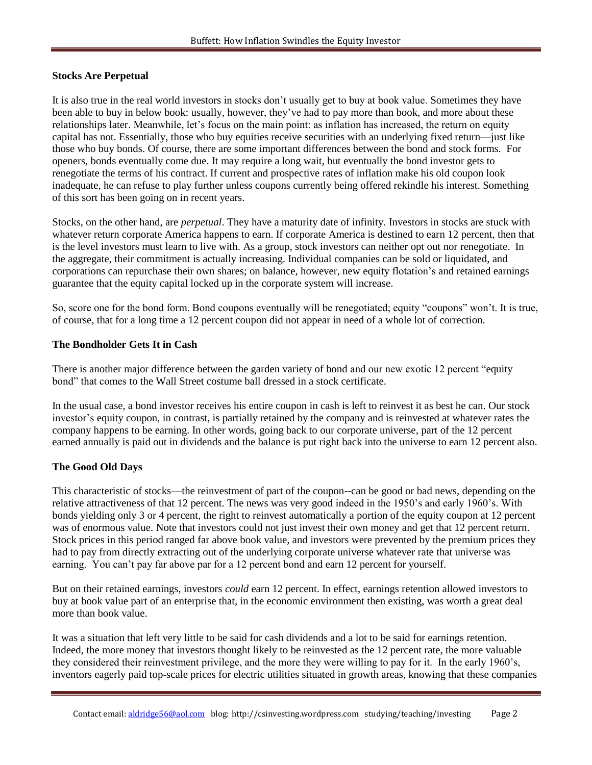### Stocks Are Perpetual

It is also true in the real world investors in stocks don't usually get to buy at book value. Sometimes they have been able to buy in below book: usually, however, they've had to pay more than book, and more about these relationships later. Meanwhile, let's focus on the main point: as inflation has increased, the return on equity capital has not. Essentially, those who buy equities receive securities with an underlying fixed return—just like those who buy bonds. Of course, there are some important differences between the bond and stock forms. For openers, bonds eventually come due. It may require a long wait, but eventually the bond investor gets to renegotiate the terms of his contract. If current and prospective rates of inflation make his old coupon look inadequate, he can refuse to play further unless coupons currently being offered rekindle his interest. Something of this sort has been going on in recent years.

Stocks, on the other hand, are *perpetual*. They have a maturity date of infinity. Investors in stocks are stuck with whatever return corporate America happens to earn. If corporate America is destined to earn 12 percent, then that is the level investors must learn to live with. As a group, stock investors can neither opt out nor renegotiate. In the aggregate, their commitment is actually increasing. Individual companies can be sold or liquidated, and corporations can repurchase their own shares; on balance, however, new equity flotation's and retained earnings guarantee that the equity capital locked up in the corporate system will increase.

So, score one for the bond form. Bond coupons eventually will be renegotiated; equity "coupons" won't. It is true, of course, that for a long time a 12 percent coupon did not appear in need of a whole lot of correction.

### The Bondholder Gets It in Cash

There is another major difference between the garden variety of bond and our new exotic 12 percent "equity bond" that comes to the Wall Street costume ball dressed in a stock certificate.

In the usual case, a bond investor receives his entire coupon in cash is left to reinvest it as best he can. Our stock investor's equity coupon, in contrast, is partially retained by the company and is reinvested at whatever rates the company happens to be earning. In other words, going back to our corporate universe, part of the 12 percent earned annually is paid out in dividends and the balance is put right back into the universe to earn 12 percent also.

### The Good Old Days

This characteristic of stocks—the reinvestment of part of the coupon--can be good or bad news, depending on the relative attractiveness of that 12 percent. The news was very good indeed in the 1950's and early 1960's. With bonds yielding only 3 or 4 percent, the right to reinvest automatically a portion of the equity coupon at 12 percent was of enormous value. Note that investors could not just invest their own money and get that 12 percent return. Stock prices in this period ranged far above book value, and investors were prevented by the premium prices they had to pay from directly extracting out of the underlying corporate universe whatever rate that universe was earning. You can't pay far above par for a 12 percent bond and earn 12 percent for yourself.

But on their retained earnings, investors *could* earn 12 percent. In effect, earnings retention allowed investors to buy at book value part of an enterprise that, in the economic environment then existing, was worth a great deal more than book value.

It was a situation that left very little to be said for cash dividends and a lot to be said for earnings retention. Indeed, the more money that investors thought likely to be reinvested as the 12 percent rate, the more valuable they considered their reinvestment privilege, and the more they were willing to pay for it. In the early 1960's, inventors eagerly paid top-scale prices for electric utilities situated in growth areas, knowing that these companies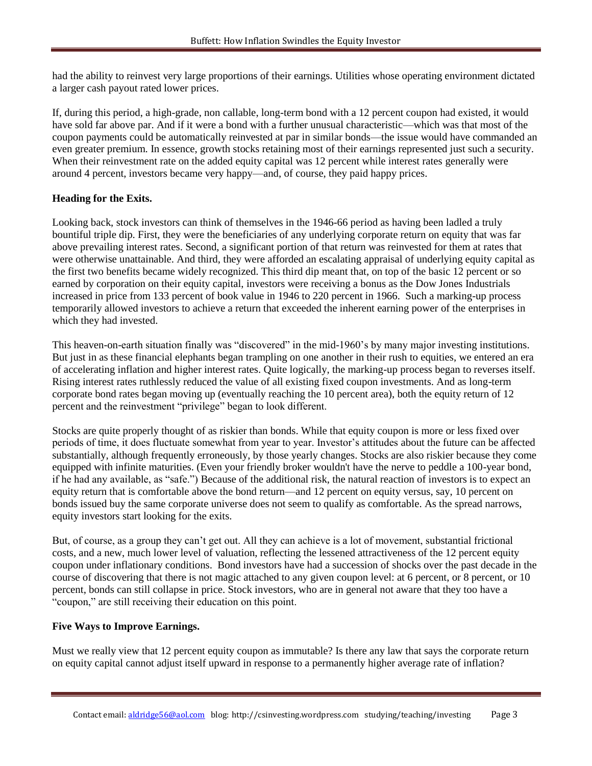had the ability to reinvest very large proportions of their earnings. Utilities whose operating environment dictated a larger cash payout rated lower prices.

If, during this period, a high-grade, non callable, long-term bond with a 12 percent coupon had existed, it would have sold far above par. And if it were a bond with a further unusual characteristic—which was that most of the coupon payments could be automatically reinvested at par in similar bonds—the issue would have commanded an even greater premium. In essence, growth stocks retaining most of their earnings represented just such a security. When their reinvestment rate on the added equity capital was 12 percent while interest rates generally were around 4 percent, investors became very happy—and, of course, they paid happy prices.

**Heading for the Exits.**

Looking back, stock investors can think of themselves in the 1946-66 period as having been ladled a truly bountiful triple dip. First, they were the beneficiaries of any underlying corporate return on equity that was far above prevailing interest rates. Second, a significant portion of that return was reinvested for them at rates that were otherwise unattainable. And third, they were afforded an escalating appraisal of underlying equity capital as the first two benefits became widely recognized. This third dip meant that, on top of the basic 12 percent or so earned by corporation on their equity capital, investors were receiving a bonus as the Dow Jones Industrials increased in price from 133 percent of book value in 1946 to 220 percent in 1966. Such a marking-up process temporarily allowed investors to achieve a return that exceeded the inherent earning power of the enterprises in which they had invested.

This heaven-on-earth situation finally was "discovered" in the mid-1960's by many major investing institutions. But just in as these financial elephants began trampling on one another in their rush to equities, we entered an era of accelerating inflation and higher interest rates. Quite logically, the marking-up process began to reverses itself. Rising interest rates ruthlessly reduced the value of all existing fixed coupon investments. And as long-term corporate bond rates began moving up (eventually reaching the 10 percent area), both the equity return of 12 percent and the reinvestment "privilege" began to look different.

Stocks are quite properly thought of as riskier than bonds. While that equity coupon is more or less fixed over periods of time, it does fluctuate somewhat from year to year. Investor's attitudes about the future can be affected substantially, although frequently erroneously, by those yearly changes. Stocks are also riskier because they come equipped with infinite maturities. (Even your friendly broker wouldn't have the nerve to peddle a 100-year bond, if he had any available, as "safe.") Because of the additional risk, the natural reaction of investors is to expect an equity return that is comfortable above the bond return—and 12 percent on equity versus, say, 10 percent on bonds issued buy the same corporate universe does not seem to qualify as comfortable. As the spread narrows, equity investors start looking for the exits.

But, of course, as a group they can't get out. All they can achieve is a lot of movement, substantial frictional costs, and a new, much lower level of valuation, reflecting the lessened attractiveness of the 12 percent equity coupon under inflationary conditions. Bond investors have had a succession of shocks over the past decade in the course of discovering that there is not magic attached to any given coupon level: at 6 percent, or 8 percent, or 10 percent, bonds can still collapse in price. Stock investors, who are in general not aware that they too have a "coupon," are still receiving their education on this point.

**Five Ways to Improve Earnings.**

Must we really view that 12 percent equity coupon as immutable? Is there any law that says the corporate return on equity capital cannot adjust itself upward in response to a permanently higher average rate of inflation?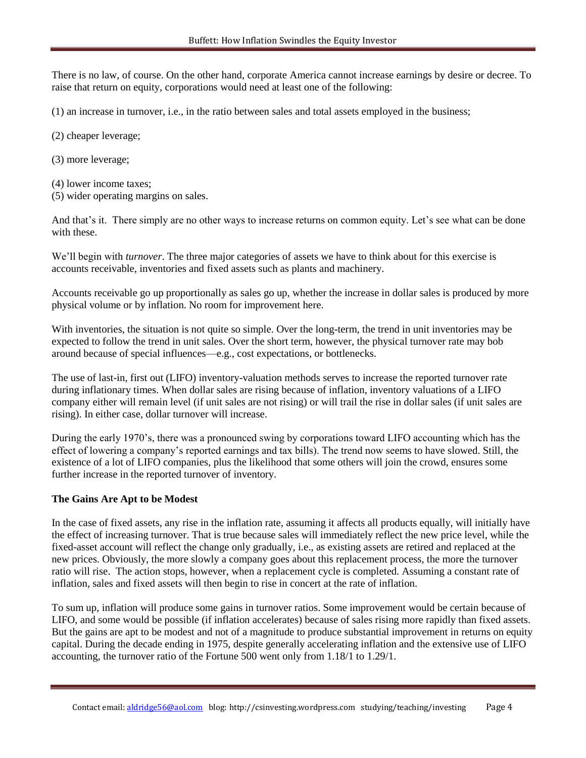There is no law, of course. On the other hand, corporate America cannot increase earnings by desire or decree. To raise that return on equity, corporations would need at least one of the following:

(1) an increase in turnover, i.e., in the ratio between sales and total assets employed in the business;

(2) cheaper leverage;

(3) more leverage;

(4) lower income taxes;
(5) wider operating margins on sales.

And that's it. There simply are no other ways to increase returns on common equity. Let's see what can be done with these.

We'll begin with *turnover*. The three major categories of assets we have to think about for this exercise is accounts receivable, inventories and fixed assets such as plants and machinery.

Accounts receivable go up proportionally as sales go up, whether the increase in dollar sales is produced by more physical volume or by inflation. No room for improvement here.

With inventories, the situation is not quite so simple. Over the long-term, the trend in unit inventories may be expected to follow the trend in unit sales. Over the short term, however, the physical turnover rate may bob around because of special influences—e.g., cost expectations, or bottlenecks.

The use of last-in, first out (LIFO) inventory-valuation methods serves to increase the reported turnover rate during inflationary times. When dollar sales are rising because of inflation, inventory valuations of a LIFO company either will remain level (if unit sales are not rising) or will trail the rise in dollar sales (if unit sales are rising). In either case, dollar turnover will increase.

During the early 1970's, there was a pronounced swing by corporations toward LIFO accounting which has the effect of lowering a company's reported earnings and tax bills). The trend now seems to have slowed. Still, the existence of a lot of LIFO companies, plus the likelihood that some others will join the crowd, ensures some further increase in the reported turnover of inventory.

**The Gains Are Apt to be Modest**

In the case of fixed assets, any rise in the inflation rate, assuming it affects all products equally, will initially have the effect of increasing turnover. That is true because sales will immediately reflect the new price level, while the fixed-asset account will reflect the change only gradually, i.e., as existing assets are retired and replaced at the new prices. Obviously, the more slowly a company goes about this replacement process, the more the turnover ratio will rise. The action stops, however, when a replacement cycle is completed. Assuming a constant rate of inflation, sales and fixed assets will then begin to rise in concert at the rate of inflation.

To sum up, inflation will produce some gains in turnover ratios. Some improvement would be certain because of LIFO, and some would be possible (if inflation accelerates) because of sales rising more rapidly than fixed assets. But the gains are apt to be modest and not of a magnitude to produce substantial improvement in returns on equity capital. During the decade ending in 1975, despite generally accelerating inflation and the extensive use of LIFO accounting, the turnover ratio of the Fortune 500 went only from 1.18/1 to 1.29/1.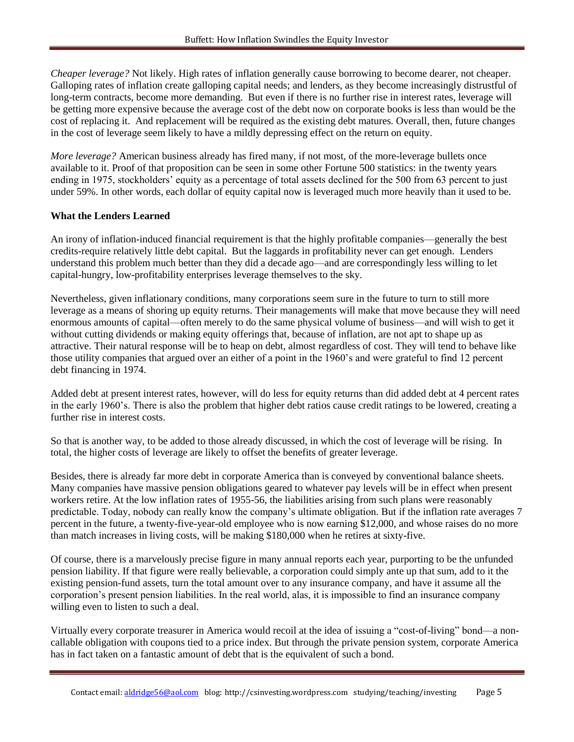*Cheaper leverage?* Not likely. High rates of inflation generally cause borrowing to become dearer, not cheaper. Galloping rates of inflation create galloping capital needs; and lenders, as they become increasingly distrustful of long-term contracts, become more demanding. But even if there is no further rise in interest rates, leverage will be getting more expensive because the average cost of the debt now on corporate books is less than would be the cost of replacing it. And replacement will be required as the existing debt matures. Overall, then, future changes in the cost of leverage seem likely to have a mildly depressing effect on the return on equity.

*More leverage?* American business already has fired many, if not most, of the more-leverage bullets once available to it. Proof of that proposition can be seen in some other Fortune 500 statistics: in the twenty years ending in 1975, stockholders' equity as a percentage of total assets declined for the 500 from 63 percent to just under 59%. In other words, each dollar of equity capital now is leveraged much more heavily than it used to be.

**What the Lenders Learned**

An irony of inflation-induced financial requirement is that the highly profitable companies—generally the best credits-require relatively little debt capital. But the laggards in profitability never can get enough. Lenders understand this problem much better than they did a decade ago—and are correspondingly less willing to let capital-hungry, low-profitability enterprises leverage themselves to the sky.

Nevertheless, given inflationary conditions, many corporations seem sure in the future to turn to still more leverage as a means of shoring up equity returns. Their managements will make that move because they will need enormous amounts of capital—often merely to do the same physical volume of business—and will wish to get it without cutting dividends or making equity offerings that, because of inflation, are not apt to shape up as attractive. Their natural response will be to heap on debt, almost regardless of cost. They will tend to behave like those utility companies that argued over an either of a point in the 1960's and were grateful to find 12 percent debt financing in 1974.

Added debt at present interest rates, however, will do less for equity returns than did added debt at 4 percent rates in the early 1960's. There is also the problem that higher debt ratios cause credit ratings to be lowered, creating a further rise in interest costs.

So that is another way, to be added to those already discussed, in which the cost of leverage will be rising. In total, the higher costs of leverage are likely to offset the benefits of greater leverage.

Besides, there is already far more debt in corporate America than is conveyed by conventional balance sheets. Many companies have massive pension obligations geared to whatever pay levels will be in effect when present workers retire. At the low inflation rates of 1955-56, the liabilities arising from such plans were reasonably predictable. Today, nobody can really know the company's ultimate obligation. But if the inflation rate averages 7 percent in the future, a twenty-five-year-old employee who is now earning $12,000, and whose raises do no more than match increases in living costs, will be making $180,000 when he retires at sixty-five.

Of course, there is a marvelously precise figure in many annual reports each year, purporting to be the unfunded pension liability. If that figure were really believable, a corporation could simply ante up that sum, add to it the existing pension-fund assets, turn the total amount over to any insurance company, and have it assume all the corporation's present pension liabilities. In the real world, alas, it is impossible to find an insurance company willing even to listen to such a deal.

Virtually every corporate treasurer in America would recoil at the idea of issuing a "cost-of-living" bond—a non-callable obligation with coupons tied to a price index. But through the private pension system, corporate America has in fact taken on a fantastic amount of debt that is the equivalent of such a bond.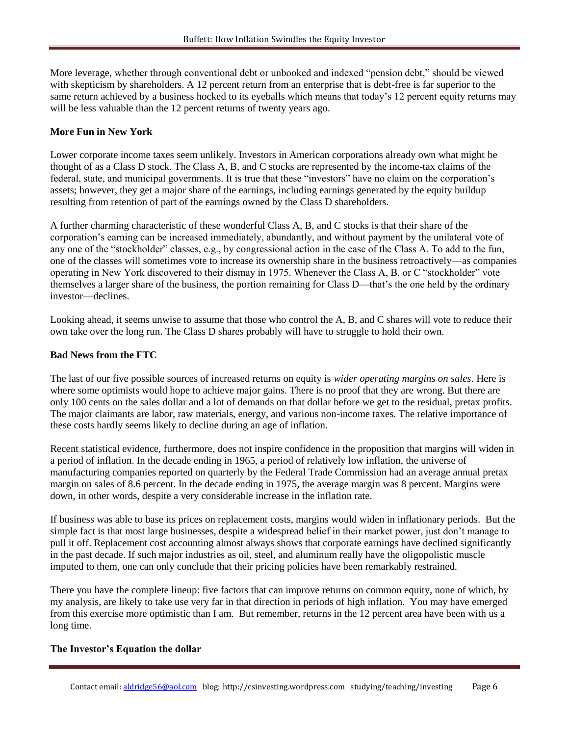More leverage, whether through conventional debt or unbooked and indexed "pension debt," should be viewed with skepticism by shareholders. A 12 percent return from an enterprise that is debt-free is far superior to the same return achieved by a business hocked to its eyeballs which means that today's 12 percent equity returns may will be less valuable than the 12 percent returns of twenty years ago.

**More Fun in New York**

Lower corporate income taxes seem unlikely. Investors in American corporations already own what might be thought of as a Class D stock. The Class A, B, and C stocks are represented by the income-tax claims of the federal, state, and municipal governments. It is true that these "investors" have no claim on the corporation's assets; however, they get a major share of the earnings, including earnings generated by the equity buildup resulting from retention of part of the earnings owned by the Class D shareholders.

A further charming characteristic of these wonderful Class A, B, and C stocks is that their share of the corporation's earning can be increased immediately, abundantly, and without payment by the unilateral vote of any one of the "stockholder" classes, e.g., by congressional action in the case of the Class A. To add to the fun, one of the classes will sometimes vote to increase its ownership share in the business retroactively—as companies operating in New York discovered to their dismay in 1975. Whenever the Class A, B, or C "stockholder" vote themselves a larger share of the business, the portion remaining for Class D—that's the one held by the ordinary investor—declines.

Looking ahead, it seems unwise to assume that those who control the A, B, and C shares will vote to reduce their own take over the long run. The Class D shares probably will have to struggle to hold their own.

**Bad News from the FTC**

The last of our five possible sources of increased returns on equity is *wider operating margins on sales*. Here is where some optimists would hope to achieve major gains. There is no proof that they are wrong. But there are only 100 cents on the sales dollar and a lot of demands on that dollar before we get to the residual, pretax profits. The major claimants are labor, raw materials, energy, and various non-income taxes. The relative importance of these costs hardly seems likely to decline during an age of inflation.

Recent statistical evidence, furthermore, does not inspire confidence in the proposition that margins will widen in a period of inflation. In the decade ending in 1965, a period of relatively low inflation, the universe of manufacturing companies reported on quarterly by the Federal Trade Commission had an average annual pretax margin on sales of 8.6 percent. In the decade ending in 1975, the average margin was 8 percent. Margins were down, in other words, despite a very considerable increase in the inflation rate.

If business was able to base its prices on replacement costs, margins would widen in inflationary periods. But the simple fact is that most large businesses, despite a widespread belief in their market power, just don't manage to pull it off. Replacement cost accounting almost always shows that corporate earnings have declined significantly in the past decade. If such major industries as oil, steel, and aluminum really have the oligopolistic muscle imputed to them, one can only conclude that their pricing policies have been remarkably restrained.

There you have the complete lineup: five factors that can improve returns on common equity, none of which, by my analysis, are likely to take use very far in that direction in periods of high inflation. You may have emerged from this exercise more optimistic than I am. But remember, returns in the 12 percent area have been with us a long time.

**The Investor's Equation the dollar**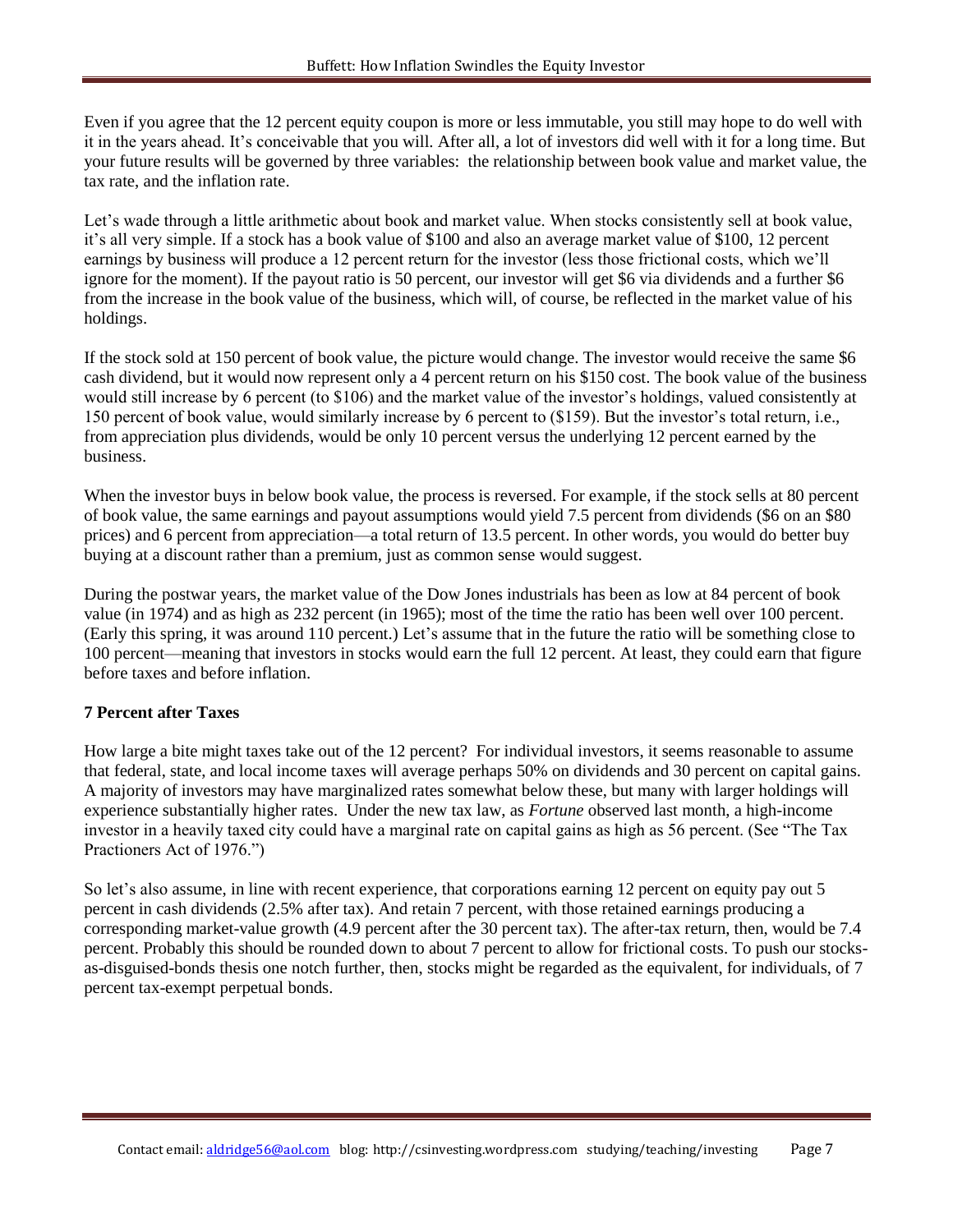Even if you agree that the 12 percent equity coupon is more or less immutable, you still may hope to do well with it in the years ahead. It's conceivable that you will. After all, a lot of investors did well with it for a long time. But your future results will be governed by three variables: the relationship between book value and market value, the tax rate, and the inflation rate.

Let's wade through a little arithmetic about book and market value. When stocks consistently sell at book value, it's all very simple. If a stock has a book value of $100 and also an average market value of $100, 12 percent earnings by business will produce a 12 percent return for the investor (less those frictional costs, which we'll ignore for the moment). If the payout ratio is 50 percent, our investor will get $6 via dividends and a further $6 from the increase in the book value of the business, which will, of course, be reflected in the market value of his holdings.

If the stock sold at 150 percent of book value, the picture would change. The investor would receive the same $6 cash dividend, but it would now represent only a 4 percent return on his $150 cost. The book value of the business would still increase by 6 percent (to $106) and the market value of the investor's holdings, valued consistently at 150 percent of book value, would similarly increase by 6 percent to ($159). But the investor's total return, i.e., from appreciation plus dividends, would be only 10 percent versus the underlying 12 percent earned by the business.

When the investor buys in below book value, the process is reversed. For example, if the stock sells at 80 percent of book value, the same earnings and payout assumptions would yield 7.5 percent from dividends ($6 on an $80 prices) and 6 percent from appreciation—a total return of 13.5 percent. In other words, you would do better buy buying at a discount rather than a premium, just as common sense would suggest.

During the postwar years, the market value of the Dow Jones industrials has been as low at 84 percent of book value (in 1974) and as high as 232 percent (in 1965); most of the time the ratio has been well over 100 percent. (Early this spring, it was around 110 percent.) Let's assume that in the future the ratio will be something close to 100 percent—meaning that investors in stocks would earn the full 12 percent. At least, they could earn that figure before taxes and before inflation.

**7 Percent after Taxes**

How large a bite might taxes take out of the 12 percent? For individual investors, it seems reasonable to assume that federal, state, and local income taxes will average perhaps 50% on dividends and 30 percent on capital gains. A majority of investors may have marginalized rates somewhat below these, but many with larger holdings will experience substantially higher rates. Under the new tax law, as *Fortune* observed last month, a high-income investor in a heavily taxed city could have a marginal rate on capital gains as high as 56 percent. (See "The Tax Practioners Act of 1976.")

So let's also assume, in line with recent experience, that corporations earning 12 percent on equity pay out 5 percent in cash dividends (2.5% after tax). And retain 7 percent, with those retained earnings producing a corresponding market-value growth (4.9 percent after the 30 percent tax). The after-tax return, then, would be 7.4 percent. Probably this should be rounded down to about 7 percent to allow for frictional costs. To push our stocks-as-disguised-bonds thesis one notch further, then, stocks might be regarded as the equivalent, for individuals, of 7 percent tax-exempt perpetual bonds.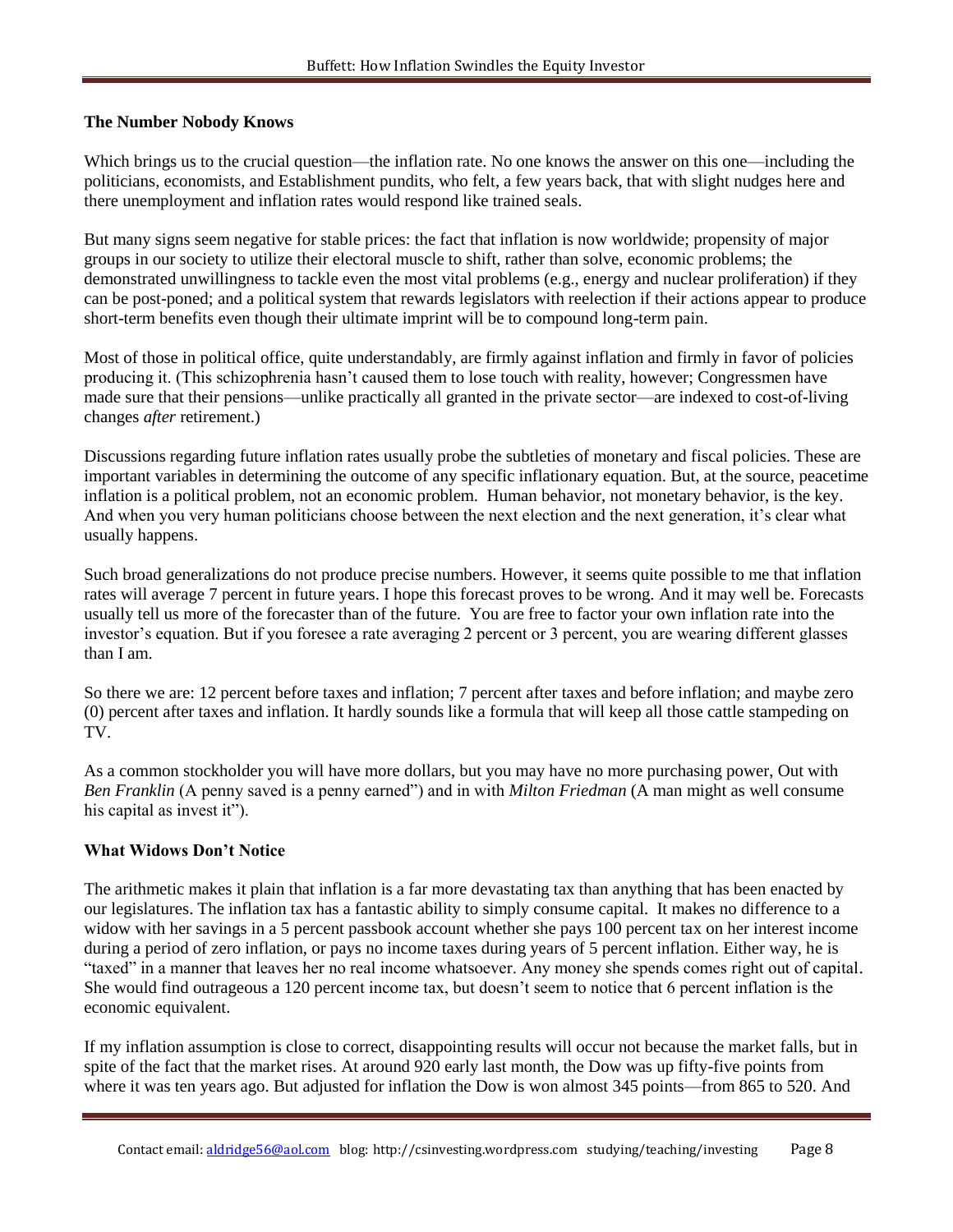**The Number Nobody Knows**

Which brings us to the crucial question—the inflation rate. No one knows the answer on this one—including the politicians, economists, and Establishment pundits, who felt, a few years back, that with slight nudges here and there unemployment and inflation rates would respond like trained seals.

But many signs seem negative for stable prices: the fact that inflation is now worldwide; propensity of major groups in our society to utilize their electoral muscle to shift, rather than solve, economic problems; the demonstrated unwillingness to tackle even the most vital problems (e.g., energy and nuclear proliferation) if they can be post-poned; and a political system that rewards legislators with reelection if their actions appear to produce short-term benefits even though their ultimate imprint will be to compound long-term pain.

Most of those in political office, quite understandably, are firmly against inflation and firmly in favor of policies producing it. (This schizophrenia hasn't caused them to lose touch with reality, however; Congressmen have made sure that their pensions—unlike practically all granted in the private sector—are indexed to cost-of-living changes *after* retirement.)

Discussions regarding future inflation rates usually probe the subtleties of monetary and fiscal policies. These are important variables in determining the outcome of any specific inflationary equation. But, at the source, peacetime inflation is a political problem, not an economic problem. Human behavior, not monetary behavior, is the key. And when you very human politicians choose between the next election and the next generation, it's clear what usually happens.

Such broad generalizations do not produce precise numbers. However, it seems quite possible to me that inflation rates will average 7 percent in future years. I hope this forecast proves to be wrong. And it may well be. Forecasts usually tell us more of the forecaster than of the future. You are free to factor your own inflation rate into the investor's equation. But if you foresee a rate averaging 2 percent or 3 percent, you are wearing different glasses than I am.

So there we are: 12 percent before taxes and inflation; 7 percent after taxes and before inflation; and maybe zero (0) percent after taxes and inflation. It hardly sounds like a formula that will keep all those cattle stampeding on TV.

As a common stockholder you will have more dollars, but you may have no more purchasing power, Out with *Ben Franklin* (A penny saved is a penny earned") and in with *Milton Friedman* (A man might as well consume his capital as invest it").

**What Widows Don't Notice**

The arithmetic makes it plain that inflation is a far more devastating tax than anything that has been enacted by our legislatures. The inflation tax has a fantastic ability to simply consume capital. It makes no difference to a widow with her savings in a 5 percent passbook account whether she pays 100 percent tax on her interest income during a period of zero inflation, or pays no income taxes during years of 5 percent inflation. Either way, he is "taxed" in a manner that leaves her no real income whatsoever. Any money she spends comes right out of capital. She would find outrageous a 120 percent income tax, but doesn't seem to notice that 6 percent inflation is the economic equivalent.

If my inflation assumption is close to correct, disappointing results will occur not because the market falls, but in spite of the fact that the market rises. At around 920 early last month, the Dow was up fifty-five points from where it was ten years ago. But adjusted for inflation the Dow is won almost 345 points—from 865 to 520. And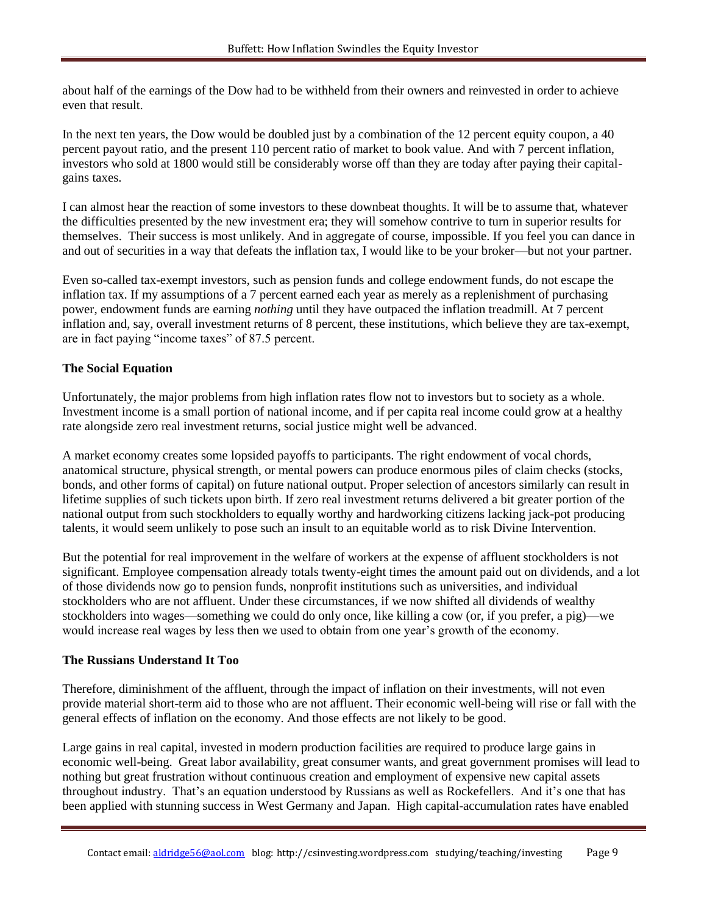about half of the earnings of the Dow had to be withheld from their owners and reinvested in order to achieve even that result.

In the next ten years, the Dow would be doubled just by a combination of the 12 percent equity coupon, a 40 percent payout ratio, and the present 110 percent ratio of market to book value. And with 7 percent inflation, investors who sold at 1800 would still be considerably worse off than they are today after paying their capital-gains taxes.

I can almost hear the reaction of some investors to these downbeat thoughts. It will be to assume that, whatever the difficulties presented by the new investment era; they will somehow contrive to turn in superior results for themselves. Their success is most unlikely. And in aggregate of course, impossible. If you feel you can dance in and out of securities in a way that defeats the inflation tax, I would like to be your broker—but not your partner.

Even so-called tax-exempt investors, such as pension funds and college endowment funds, do not escape the inflation tax. If my assumptions of a 7 percent earned each year as merely as a replenishment of purchasing power, endowment funds are earning *nothing* until they have outpaced the inflation treadmill. At 7 percent inflation and, say, overall investment returns of 8 percent, these institutions, which believe they are tax-exempt, are in fact paying "income taxes" of 87.5 percent.

**The Social Equation**

Unfortunately, the major problems from high inflation rates flow not to investors but to society as a whole. Investment income is a small portion of national income, and if per capita real income could grow at a healthy rate alongside zero real investment returns, social justice might well be advanced.

A market economy creates some lopsided payoffs to participants. The right endowment of vocal chords, anatomical structure, physical strength, or mental powers can produce enormous piles of claim checks (stocks, bonds, and other forms of capital) on future national output. Proper selection of ancestors similarly can result in lifetime supplies of such tickets upon birth. If zero real investment returns delivered a bit greater portion of the national output from such stockholders to equally worthy and hardworking citizens lacking jack-pot producing talents, it would seem unlikely to pose such an insult to an equitable world as to risk Divine Intervention.

But the potential for real improvement in the welfare of workers at the expense of affluent stockholders is not significant. Employee compensation already totals twenty-eight times the amount paid out on dividends, and a lot of those dividends now go to pension funds, nonprofit institutions such as universities, and individual stockholders who are not affluent. Under these circumstances, if we now shifted all dividends of wealthy stockholders into wages—something we could do only once, like killing a cow (or, if you prefer, a pig)—we would increase real wages by less then we used to obtain from one year's growth of the economy.

**The Russians Understand It Too**

Therefore, diminishment of the affluent, through the impact of inflation on their investments, will not even provide material short-term aid to those who are not affluent. Their economic well-being will rise or fall with the general effects of inflation on the economy. And those effects are not likely to be good.

Large gains in real capital, invested in modern production facilities are required to produce large gains in economic well-being. Great labor availability, great consumer wants, and great government promises will lead to nothing but great frustration without continuous creation and employment of expensive new capital assets throughout industry. That's an equation understood by Russians as well as Rockefellers. And it's one that has been applied with stunning success in West Germany and Japan. High capital-accumulation rates have enabled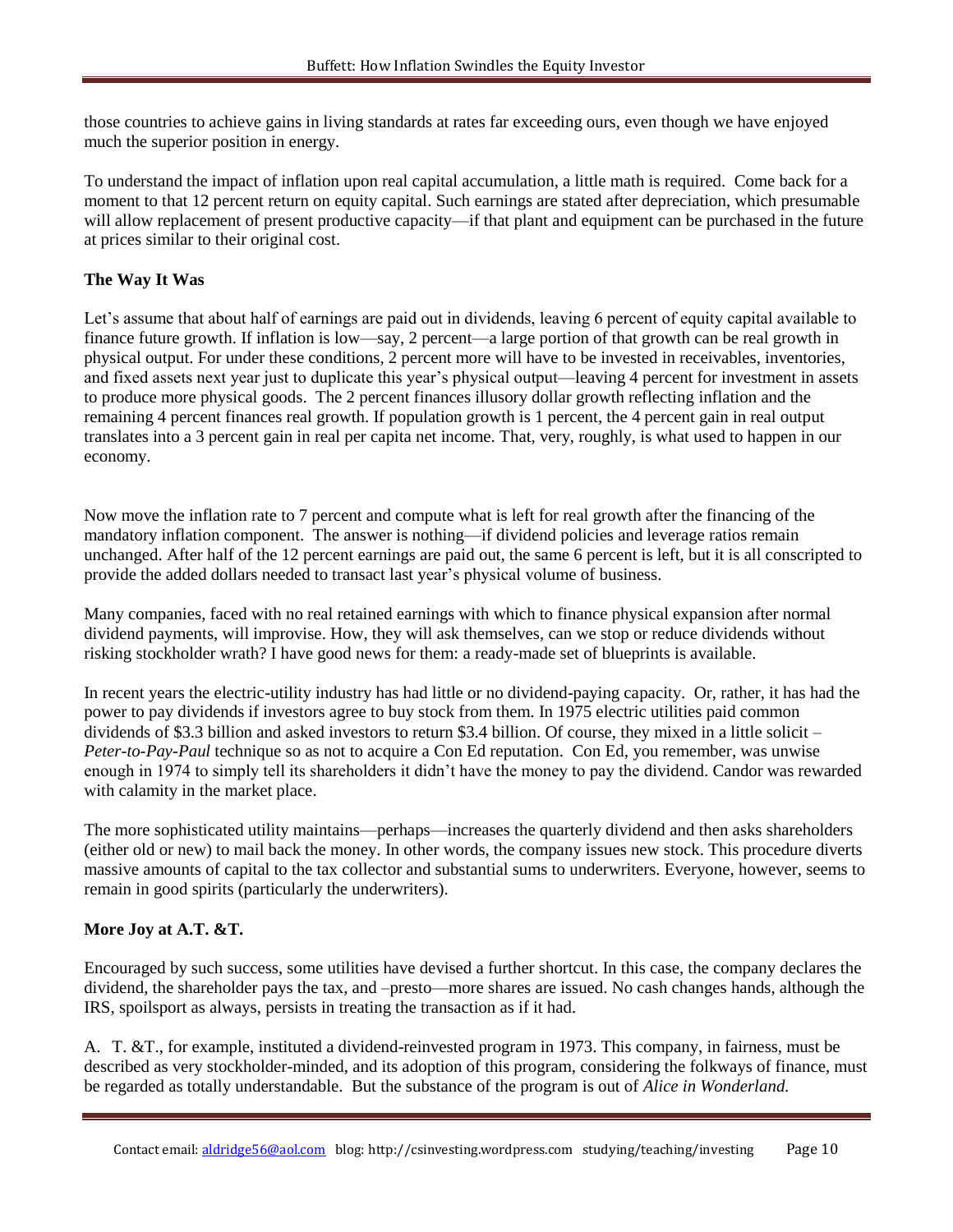those countries to achieve gains in living standards at rates far exceeding ours, even though we have enjoyed much the superior position in energy.

To understand the impact of inflation upon real capital accumulation, a little math is required. Come back for a moment to that 12 percent return on equity capital. Such earnings are stated after depreciation, which presumable will allow replacement of present productive capacity—if that plant and equipment can be purchased in the future at prices similar to their original cost.

**The Way It Was**

Let's assume that about half of earnings are paid out in dividends, leaving 6 percent of equity capital available to finance future growth. If inflation is low—say, 2 percent—a large portion of that growth can be real growth in physical output. For under these conditions, 2 percent more will have to be invested in receivables, inventories, and fixed assets next year just to duplicate this year's physical output—leaving 4 percent for investment in assets to produce more physical goods. The 2 percent finances illusory dollar growth reflecting inflation and the remaining 4 percent finances real growth. If population growth is 1 percent, the 4 percent gain in real output translates into a 3 percent gain in real per capita net income. That, very, roughly, is what used to happen in our economy.

Now move the inflation rate to 7 percent and compute what is left for real growth after the financing of the mandatory inflation component. The answer is nothing—if dividend policies and leverage ratios remain unchanged. After half of the 12 percent earnings are paid out, the same 6 percent is left, but it is all conscripted to provide the added dollars needed to transact last year's physical volume of business.

Many companies, faced with no real retained earnings with which to finance physical expansion after normal dividend payments, will improvise. How, they will ask themselves, can we stop or reduce dividends without risking stockholder wrath? I have good news for them: a ready-made set of blueprints is available.

In recent years the electric-utility industry has had little or no dividend-paying capacity. Or, rather, it has had the power to pay dividends if investors agree to buy stock from them. In 1975 electric utilities paid common dividends of $3.3 billion and asked investors to return $3.4 billion. Of course, they mixed in a little solicit – *Peter-to-Pay-Paul* technique so as not to acquire a Con Ed reputation. Con Ed, you remember, was unwise enough in 1974 to simply tell its shareholders it didn't have the money to pay the dividend. Candor was rewarded with calamity in the market place.

The more sophisticated utility maintains—perhaps—increases the quarterly dividend and then asks shareholders (either old or new) to mail back the money. In other words, the company issues new stock. This procedure diverts massive amounts of capital to the tax collector and substantial sums to underwriters. Everyone, however, seems to remain in good spirits (particularly the underwriters).

**More Joy at A.T. &T.**

Encouraged by such success, some utilities have devised a further shortcut. In this case, the company declares the dividend, the shareholder pays the tax, and –presto—more shares are issued. No cash changes hands, although the IRS, spoilsport as always, persists in treating the transaction as if it had.

A. T. &T., for example, instituted a dividend-reinvested program in 1973. This company, in fairness, must be described as very stockholder-minded, and its adoption of this program, considering the folkways of finance, must be regarded as totally understandable. But the substance of the program is out of *Alice in Wonderland.*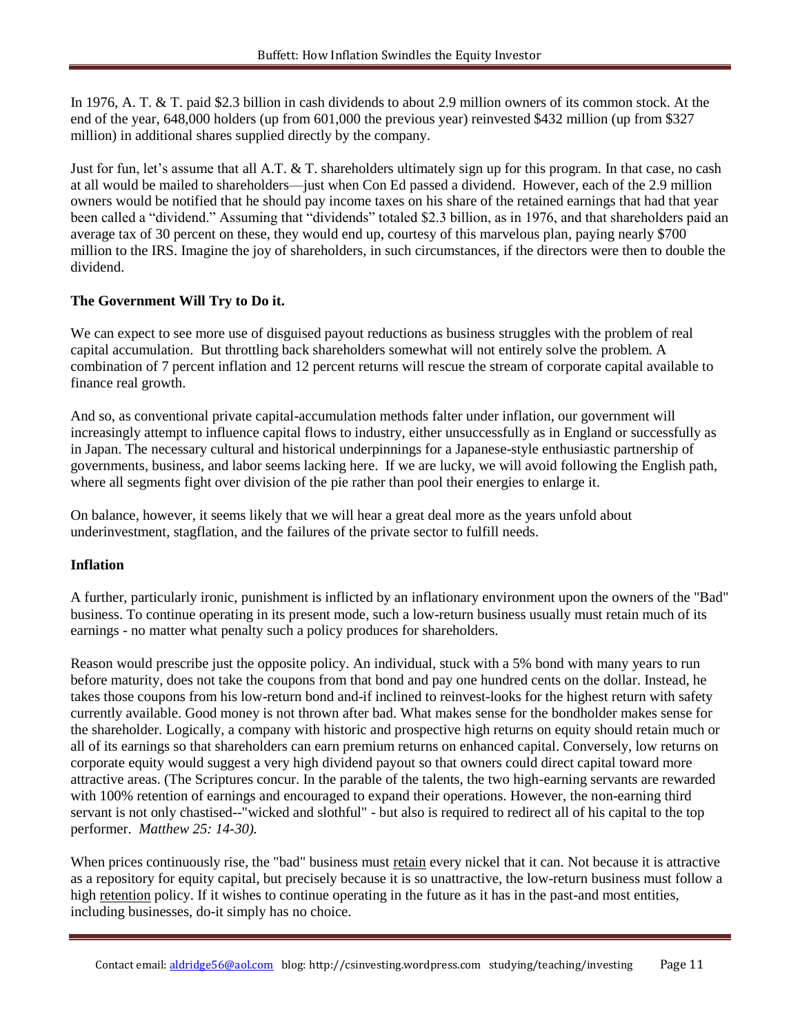In 1976, A. T. & T. paid $2.3 billion in cash dividends to about 2.9 million owners of its common stock. At the end of the year, 648,000 holders (up from 601,000 the previous year) reinvested $432 million (up from $327 million) in additional shares supplied directly by the company.

Just for fun, let's assume that all A.T. & T. shareholders ultimately sign up for this program. In that case, no cash at all would be mailed to shareholders—just when Con Ed passed a dividend. However, each of the 2.9 million owners would be notified that he should pay income taxes on his share of the retained earnings that had that year been called a "dividend." Assuming that "dividends" totaled $2.3 billion, as in 1976, and that shareholders paid an average tax of 30 percent on these, they would end up, courtesy of this marvelous plan, paying nearly $700 million to the IRS. Imagine the joy of shareholders, in such circumstances, if the directors were then to double the dividend.

**The Government Will Try to Do it.**

We can expect to see more use of disguised payout reductions as business struggles with the problem of real capital accumulation. But throttling back shareholders somewhat will not entirely solve the problem. A combination of 7 percent inflation and 12 percent returns will rescue the stream of corporate capital available to finance real growth.

And so, as conventional private capital-accumulation methods falter under inflation, our government will increasingly attempt to influence capital flows to industry, either unsuccessfully as in England or successfully as in Japan. The necessary cultural and historical underpinnings for a Japanese-style enthusiastic partnership of governments, business, and labor seems lacking here. If we are lucky, we will avoid following the English path, where all segments fight over division of the pie rather than pool their energies to enlarge it.

On balance, however, it seems likely that we will hear a great deal more as the years unfold about underinvestment, stagflation, and the failures of the private sector to fulfill needs.

**Inflation**

A further, particularly ironic, punishment is inflicted by an inflationary environment upon the owners of the "Bad" business. To continue operating in its present mode, such a low-return business usually must retain much of its earnings - no matter what penalty such a policy produces for shareholders.

Reason would prescribe just the opposite policy. An individual, stuck with a 5% bond with many years to run before maturity, does not take the coupons from that bond and pay one hundred cents on the dollar. Instead, he takes those coupons from his low-return bond and-if inclined to reinvest-looks for the highest return with safety currently available. Good money is not thrown after bad. What makes sense for the bondholder makes sense for the shareholder. Logically, a company with historic and prospective high returns on equity should retain much or all of its earnings so that shareholders can earn premium returns on enhanced capital. Conversely, low returns on corporate equity would suggest a very high dividend payout so that owners could direct capital toward more attractive areas. (The Scriptures concur. In the parable of the talents, the two high-earning servants are rewarded with 100% retention of earnings and encouraged to expand their operations. However, the non-earning third servant is not only chastised--"wicked and slothful" - but also is required to redirect all of his capital to the top performer. *Matthew 25: 14-30).*

When prices continuously rise, the "bad" business must <u>retain</u> every nickel that it can. Not because it is attractive as a repository for equity capital, but precisely because it is so unattractive, the low-return business must follow a high <u>retention</u> policy. If it wishes to continue operating in the future as it has in the past-and most entities, including businesses, do-it simply has no choice.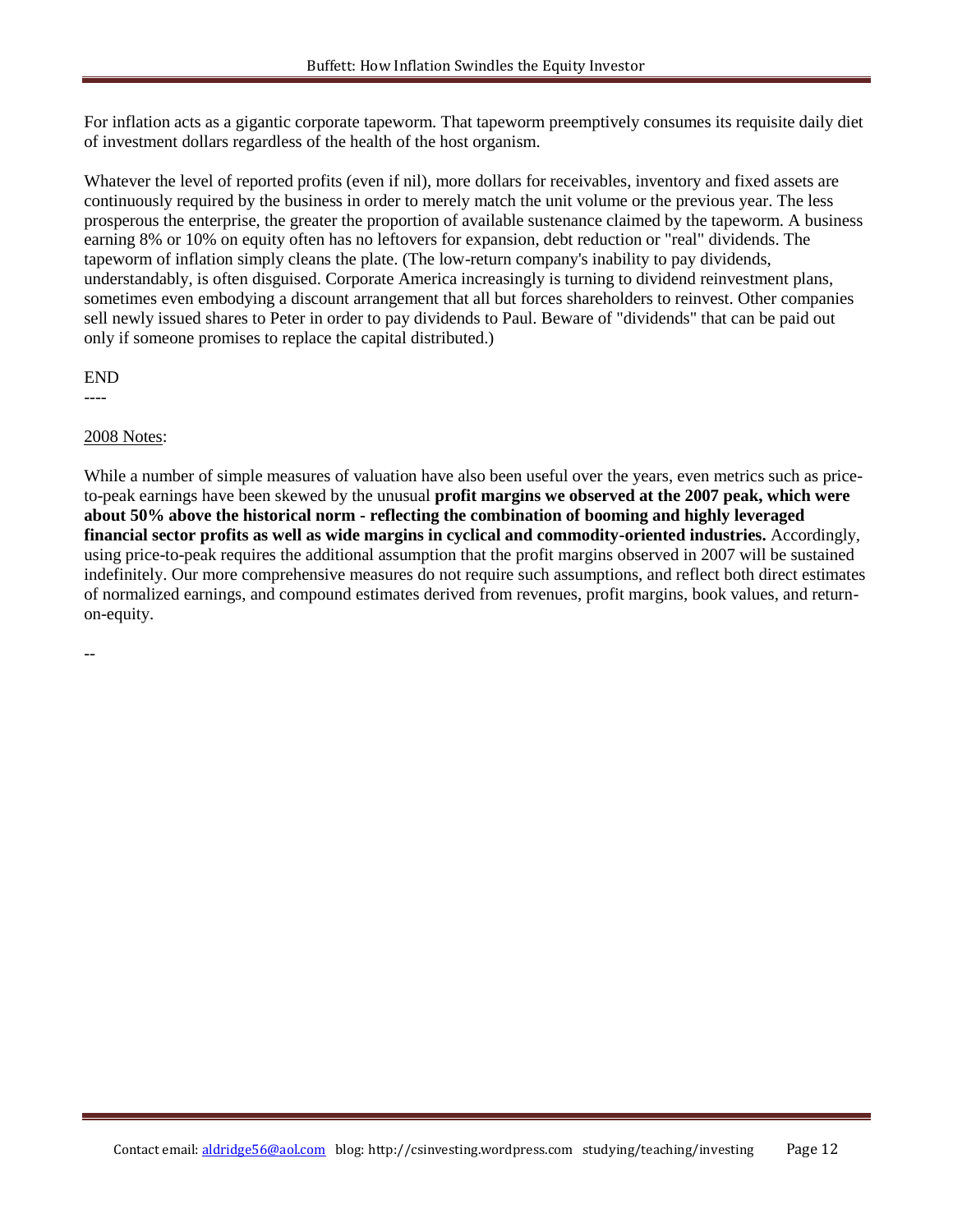For inflation acts as a gigantic corporate tapeworm. That tapeworm preemptively consumes its requisite daily diet of investment dollars regardless of the health of the host organism.

Whatever the level of reported profits (even if nil), more dollars for receivables, inventory and fixed assets are continuously required by the business in order to merely match the unit volume or the previous year. The less prosperous the enterprise, the greater the proportion of available sustenance claimed by the tapeworm. A business earning 8% or 10% on equity often has no leftovers for expansion, debt reduction or "real" dividends. The tapeworm of inflation simply cleans the plate. (The low-return company's inability to pay dividends, understandably, is often disguised. Corporate America increasingly is turning to dividend reinvestment plans, sometimes even embodying a discount arrangement that all but forces shareholders to reinvest. Other companies sell newly issued shares to Peter in order to pay dividends to Paul. Beware of "dividends" that can be paid out only if someone promises to replace the capital distributed.)

END

----

2008 Notes:

While a number of simple measures of valuation have also been useful over the years, even metrics such as price-to-peak earnings have been skewed by the unusual **profit margins we observed at the 2007 peak, which were about 50% above the historical norm - reflecting the combination of booming and highly leveraged financial sector profits as well as wide margins in cyclical and commodity-oriented industries.** Accordingly, using price-to-peak requires the additional assumption that the profit margins observed in 2007 will be sustained indefinitely. Our more comprehensive measures do not require such assumptions, and reflect both direct estimates of normalized earnings, and compound estimates derived from revenues, profit margins, book values, and return-on-equity.

--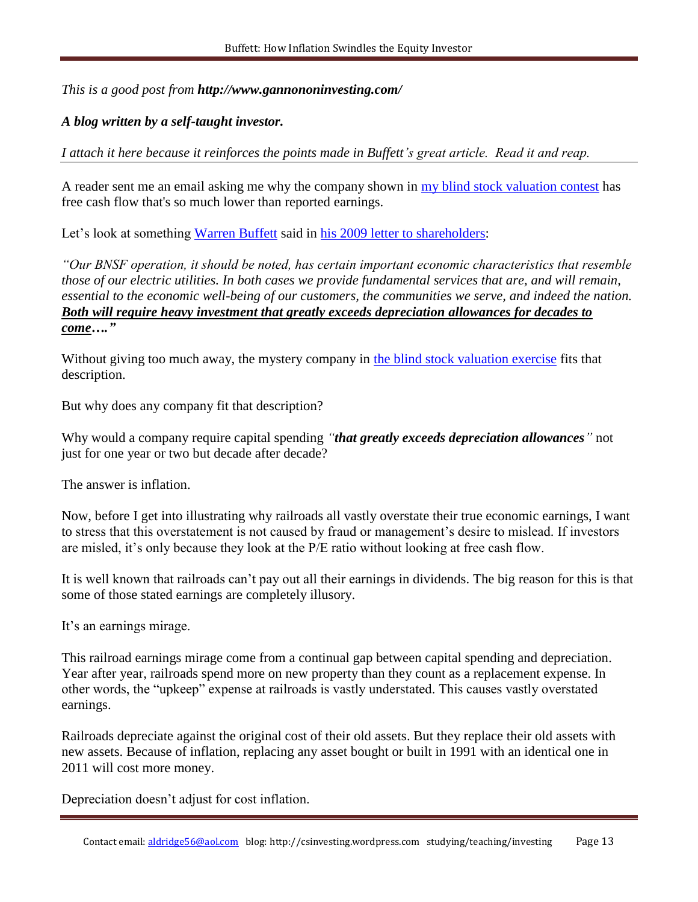*This is a good post from* ***http://www.gannononinvesting.com/***

***A blog written by a self-taught investor.***

*I attach it here because it reinforces the points made in Buffett's great article. Read it and reap.*

---

A reader sent me an email asking me why the company shown in [my blind stock valuation contest] has free cash flow that's so much lower than reported earnings.

Let's look at something [Warren Buffett] said in [his 2009 letter to shareholders]:

*"Our BNSF operation, it should be noted, has certain important economic characteristics that resemble those of our electric utilities. In both cases we provide fundamental services that are, and will remain, essential to the economic well-being of our customers, the communities we serve, and indeed the nation.* ***Both will require heavy investment that greatly exceeds depreciation allowances for decades to come…."***

Without giving too much away, the mystery company in [the blind stock valuation exercise] fits that description.

But why does any company fit that description?

Why would a company require capital spending *"**that greatly exceeds depreciation allowances**"* not just for one year or two but decade after decade?

The answer is inflation.

Now, before I get into illustrating why railroads all vastly overstate their true economic earnings, I want to stress that this overstatement is not caused by fraud or management's desire to mislead. If investors are misled, it's only because they look at the P/E ratio without looking at free cash flow.

It is well known that railroads can't pay out all their earnings in dividends. The big reason for this is that some of those stated earnings are completely illusory.

It's an earnings mirage.

This railroad earnings mirage come from a continual gap between capital spending and depreciation. Year after year, railroads spend more on new property than they count as a replacement expense. In other words, the "upkeep" expense at railroads is vastly understated. This causes vastly overstated earnings.

Railroads depreciate against the original cost of their old assets. But they replace their old assets with new assets. Because of inflation, replacing any asset bought or built in 1991 with an identical one in 2011 will cost more money.

Depreciation doesn't adjust for cost inflation.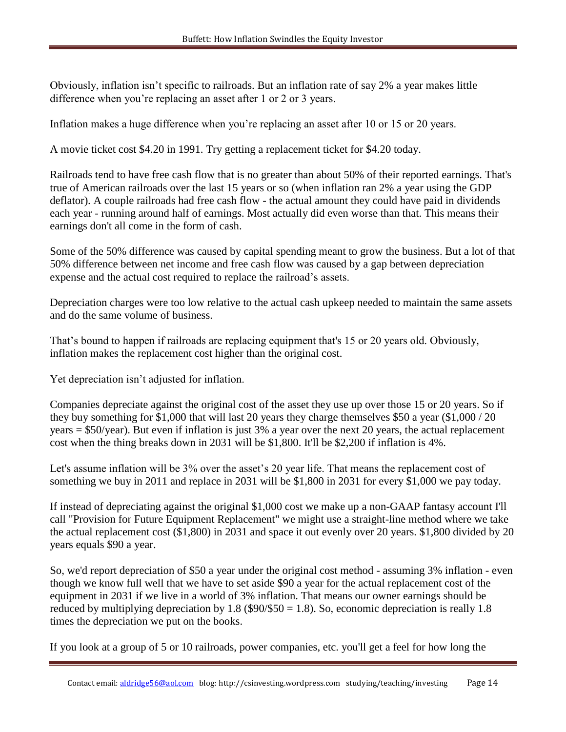Obviously, inflation isn't specific to railroads. But an inflation rate of say 2% a year makes little difference when you're replacing an asset after 1 or 2 or 3 years.

Inflation makes a huge difference when you're replacing an asset after 10 or 15 or 20 years.

A movie ticket cost $4.20 in 1991. Try getting a replacement ticket for $4.20 today.

Railroads tend to have free cash flow that is no greater than about 50% of their reported earnings. That's true of American railroads over the last 15 years or so (when inflation ran 2% a year using the GDP deflator). A couple railroads had free cash flow - the actual amount they could have paid in dividends each year - running around half of earnings. Most actually did even worse than that. This means their earnings don't all come in the form of cash.

Some of the 50% difference was caused by capital spending meant to grow the business. But a lot of that 50% difference between net income and free cash flow was caused by a gap between depreciation expense and the actual cost required to replace the railroad's assets.

Depreciation charges were too low relative to the actual cash upkeep needed to maintain the same assets and do the same volume of business.

That's bound to happen if railroads are replacing equipment that's 15 or 20 years old. Obviously, inflation makes the replacement cost higher than the original cost.

Yet depreciation isn't adjusted for inflation.

Companies depreciate against the original cost of the asset they use up over those 15 or 20 years. So if they buy something for $1,000 that will last 20 years they charge themselves $50 a year ($1,000 / 20 years = $50/year). But even if inflation is just 3% a year over the next 20 years, the actual replacement cost when the thing breaks down in 2031 will be $1,800. It'll be $2,200 if inflation is 4%.

Let's assume inflation will be 3% over the asset's 20 year life. That means the replacement cost of something we buy in 2011 and replace in 2031 will be $1,800 in 2031 for every $1,000 we pay today.

If instead of depreciating against the original $1,000 cost we make up a non-GAAP fantasy account I'll call "Provision for Future Equipment Replacement" we might use a straight-line method where we take the actual replacement cost ($1,800) in 2031 and space it out evenly over 20 years. $1,800 divided by 20 years equals $90 a year.

So, we'd report depreciation of $50 a year under the original cost method - assuming 3% inflation - even though we know full well that we have to set aside $90 a year for the actual replacement cost of the equipment in 2031 if we live in a world of 3% inflation. That means our owner earnings should be reduced by multiplying depreciation by 1.8 ($90/$50 = 1.8). So, economic depreciation is really 1.8 times the depreciation we put on the books.

If you look at a group of 5 or 10 railroads, power companies, etc. you'll get a feel for how long the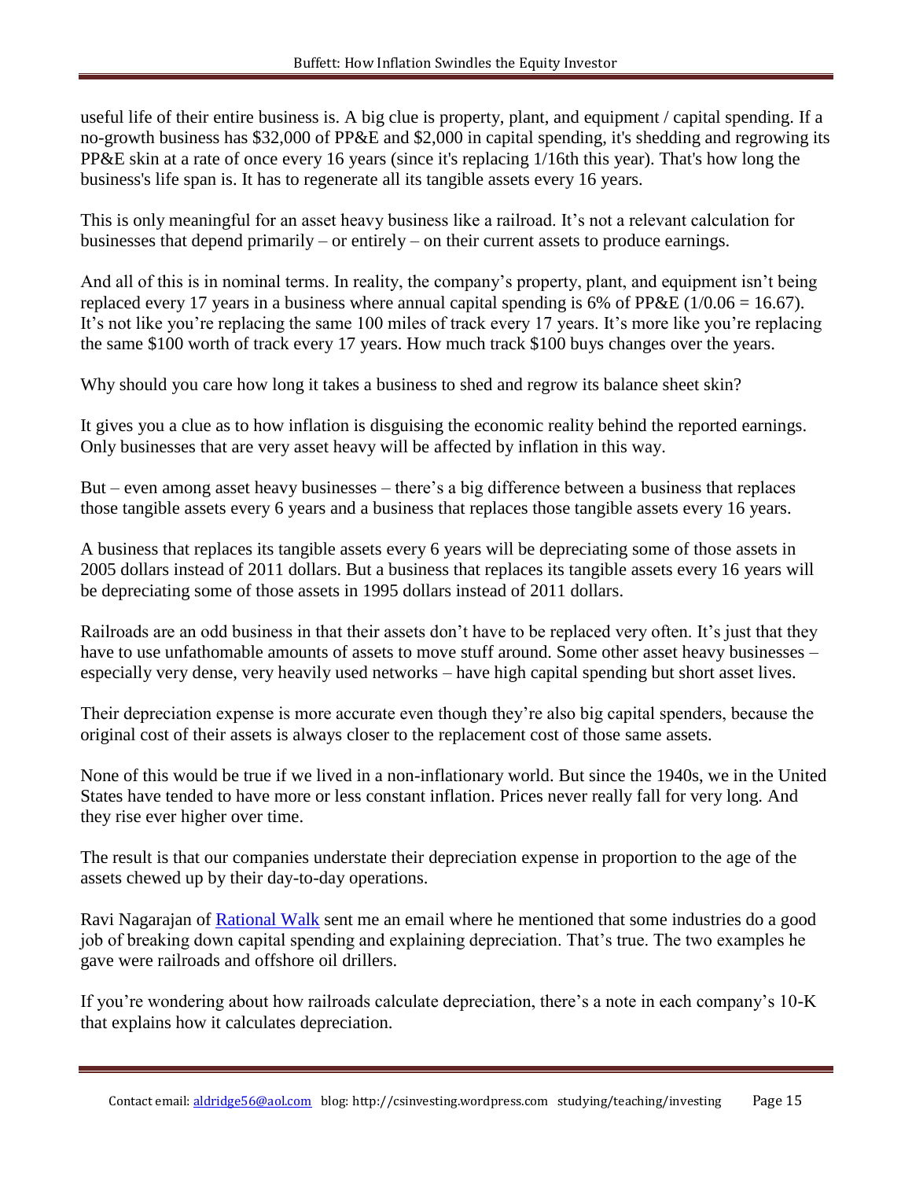useful life of their entire business is. A big clue is property, plant, and equipment / capital spending. If a no-growth business has $32,000 of PP&E and $2,000 in capital spending, it's shedding and regrowing its PP&E skin at a rate of once every 16 years (since it's replacing 1/16th this year). That's how long the business's life span is. It has to regenerate all its tangible assets every 16 years.

This is only meaningful for an asset heavy business like a railroad. It's not a relevant calculation for businesses that depend primarily – or entirely – on their current assets to produce earnings.

And all of this is in nominal terms. In reality, the company's property, plant, and equipment isn't being replaced every 17 years in a business where annual capital spending is 6% of PP&E (1/0.06 = 16.67). It's not like you're replacing the same 100 miles of track every 17 years. It's more like you're replacing the same $100 worth of track every 17 years. How much track $100 buys changes over the years.

Why should you care how long it takes a business to shed and regrow its balance sheet skin?

It gives you a clue as to how inflation is disguising the economic reality behind the reported earnings. Only businesses that are very asset heavy will be affected by inflation in this way.

But – even among asset heavy businesses – there's a big difference between a business that replaces those tangible assets every 6 years and a business that replaces those tangible assets every 16 years.

A business that replaces its tangible assets every 6 years will be depreciating some of those assets in 2005 dollars instead of 2011 dollars. But a business that replaces its tangible assets every 16 years will be depreciating some of those assets in 1995 dollars instead of 2011 dollars.

Railroads are an odd business in that their assets don't have to be replaced very often. It's just that they have to use unfathomable amounts of assets to move stuff around. Some other asset heavy businesses – especially very dense, very heavily used networks – have high capital spending but short asset lives.

Their depreciation expense is more accurate even though they're also big capital spenders, because the original cost of their assets is always closer to the replacement cost of those same assets.

None of this would be true if we lived in a non-inflationary world. But since the 1940s, we in the United States have tended to have more or less constant inflation. Prices never really fall for very long. And they rise ever higher over time.

The result is that our companies understate their depreciation expense in proportion to the age of the assets chewed up by their day-to-day operations.

Ravi Nagarajan of [Rational Walk](Rational Walk) sent me an email where he mentioned that some industries do a good job of breaking down capital spending and explaining depreciation. That's true. The two examples he gave were railroads and offshore oil drillers.

If you're wondering about how railroads calculate depreciation, there's a note in each company's 10-K that explains how it calculates depreciation.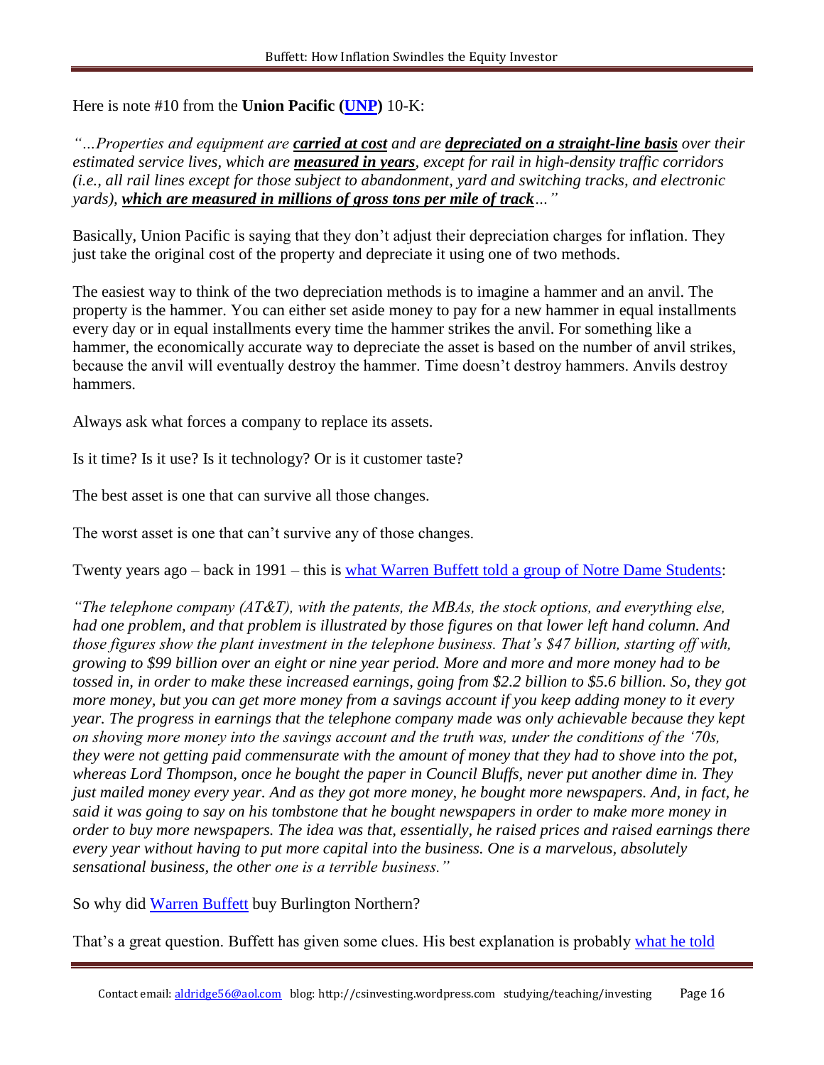Here is note #10 from the **Union Pacific (UNP)** 10-K:

*"…Properties and equipment are **carried at cost** and are **depreciated on a straight-line basis** over their estimated service lives, which are **measured in years**, except for rail in high-density traffic corridors (i.e., all rail lines except for those subject to abandonment, yard and switching tracks, and electronic yards), **which are measured in millions of gross tons per mile of track**…"*

Basically, Union Pacific is saying that they don't adjust their depreciation charges for inflation. They just take the original cost of the property and depreciate it using one of two methods.

The easiest way to think of the two depreciation methods is to imagine a hammer and an anvil. The property is the hammer. You can either set aside money to pay for a new hammer in equal installments every day or in equal installments every time the hammer strikes the anvil. For something like a hammer, the economically accurate way to depreciate the asset is based on the number of anvil strikes, because the anvil will eventually destroy the hammer. Time doesn't destroy hammers. Anvils destroy hammers.

Always ask what forces a company to replace its assets.

Is it time? Is it use? Is it technology? Or is it customer taste?

The best asset is one that can survive all those changes.

The worst asset is one that can't survive any of those changes.

Twenty years ago – back in 1991 – this is what Warren Buffett told a group of Notre Dame Students:

*"The telephone company (AT&T), with the patents, the MBAs, the stock options, and everything else, had one problem, and that problem is illustrated by those figures on that lower left hand column. And those figures show the plant investment in the telephone business. That's $47 billion, starting off with, growing to $99 billion over an eight or nine year period. More and more and more money had to be tossed in, in order to make these increased earnings, going from $2.2 billion to $5.6 billion. So, they got more money, but you can get more money from a savings account if you keep adding money to it every year. The progress in earnings that the telephone company made was only achievable because they kept on shoving more money into the savings account and the truth was, under the conditions of the '70s, they were not getting paid commensurate with the amount of money that they had to shove into the pot, whereas Lord Thompson, once he bought the paper in Council Bluffs, never put another dime in. They just mailed money every year. And as they got more money, he bought more newspapers. And, in fact, he said it was going to say on his tombstone that he bought newspapers in order to make more money in order to buy more newspapers. The idea was that, essentially, he raised prices and raised earnings there every year without having to put more capital into the business. One is a marvelous, absolutely sensational business, the other one is a terrible business."*

So why did Warren Buffett buy Burlington Northern?

That's a great question. Buffett has given some clues. His best explanation is probably what he told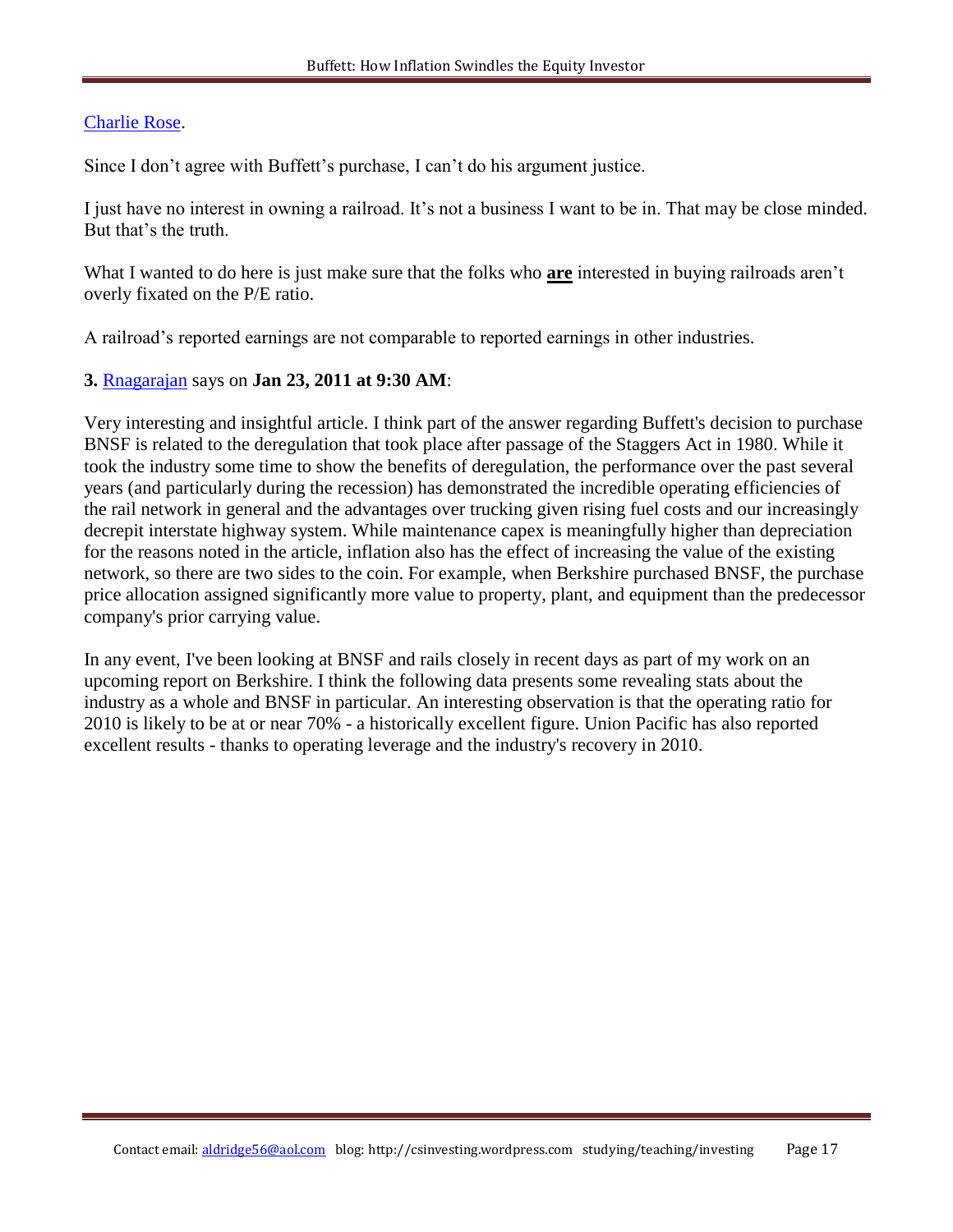[Charlie Rose](#).

Since I don't agree with Buffett's purchase, I can't do his argument justice.

I just have no interest in owning a railroad. It's not a business I want to be in. That may be close minded. But that's the truth.

What I wanted to do here is just make sure that the folks who **are** interested in buying railroads aren't overly fixated on the P/E ratio.

A railroad's reported earnings are not comparable to reported earnings in other industries.

**3.** [Rnagarajan](#) says on **Jan 23, 2011 at 9:30 AM**:

Very interesting and insightful article. I think part of the answer regarding Buffett's decision to purchase BNSF is related to the deregulation that took place after passage of the Staggers Act in 1980. While it took the industry some time to show the benefits of deregulation, the performance over the past several years (and particularly during the recession) has demonstrated the incredible operating efficiencies of the rail network in general and the advantages over trucking given rising fuel costs and our increasingly decrepit interstate highway system. While maintenance capex is meaningfully higher than depreciation for the reasons noted in the article, inflation also has the effect of increasing the value of the existing network, so there are two sides to the coin. For example, when Berkshire purchased BNSF, the purchase price allocation assigned significantly more value to property, plant, and equipment than the predecessor company's prior carrying value.

In any event, I've been looking at BNSF and rails closely in recent days as part of my work on an upcoming report on Berkshire. I think the following data presents some revealing stats about the industry as a whole and BNSF in particular. An interesting observation is that the operating ratio for 2010 is likely to be at or near 70% - a historically excellent figure. Union Pacific has also reported excellent results - thanks to operating leverage and the industry's recovery in 2010.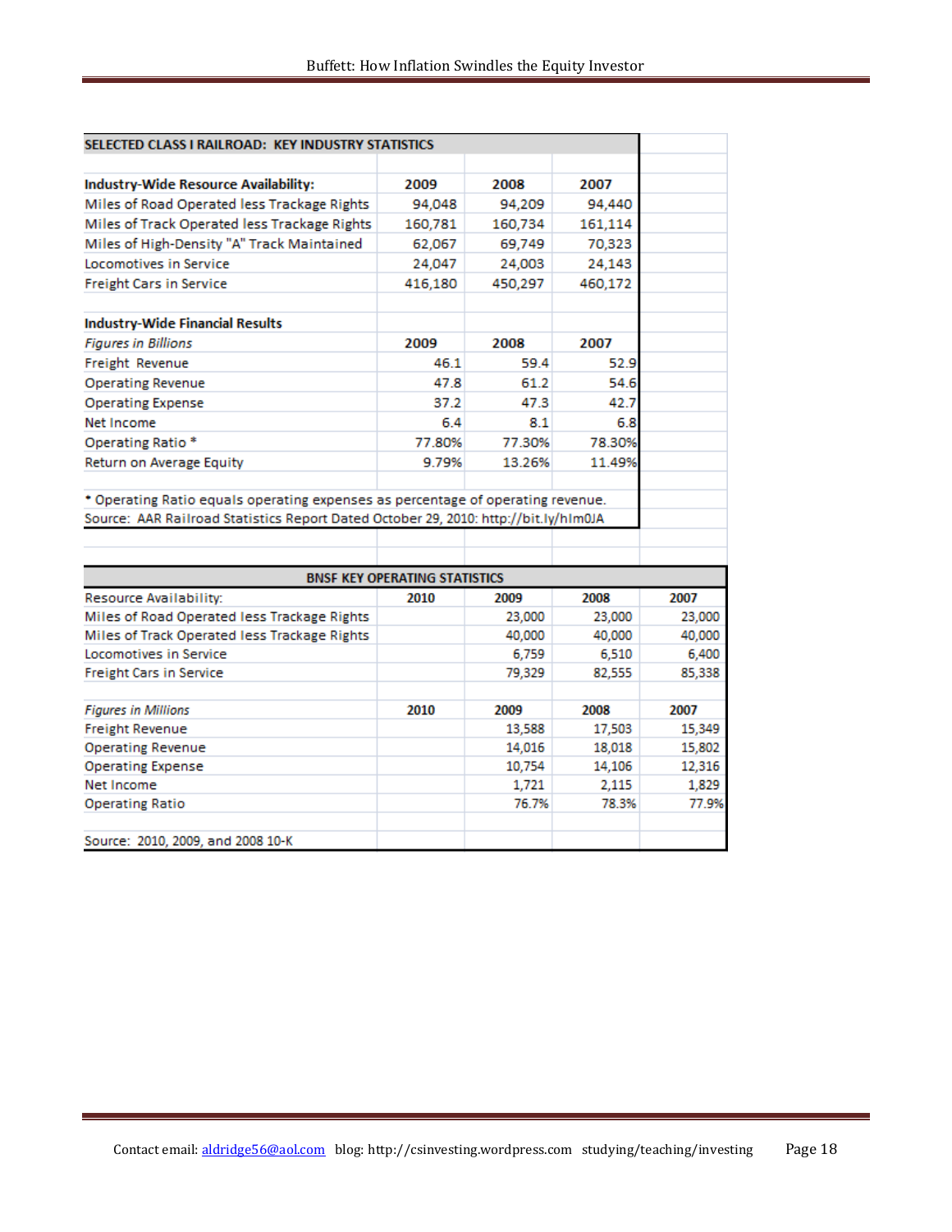| SELECTED CLASS I RAILROAD: KEY INDUSTRY STATISTICS | | | |
|---|---|---|---|
| **Industry-Wide Resource Availability:** | **2009** | **2008** | **2007** |
| Miles of Road Operated less Trackage Rights | 94,048 | 94,209 | 94,440 |
| Miles of Track Operated less Trackage Rights | 160,781 | 160,734 | 161,114 |
| Miles of High-Density "A" Track Maintained | 62,067 | 69,749 | 70,323 |
| Locomotives in Service | 24,047 | 24,003 | 24,143 |
| Freight Cars in Service | 416,180 | 450,297 | 460,172 |
| | | | |
| **Industry-Wide Financial Results** | | | |
| *Figures in Billions* | **2009** | **2008** | **2007** |
| Freight Revenue | 46.1 | 59.4 | 52.9 |
| Operating Revenue | 47.8 | 61.2 | 54.6 |
| Operating Expense | 37.2 | 47.3 | 42.7 |
| Net Income | 6.4 | 8.1 | 6.8 |
| Operating Ratio * | 77.80% | 77.30% | 78.30% |
| Return on Average Equity | 9.79% | 13.26% | 11.49% |

* Operating Ratio equals operating expenses as percentage of operating revenue.
Source: AAR Railroad Statistics Report Dated October 29, 2010: http://bit.ly/hlm0JA

| BNSF KEY OPERATING STATISTICS | | | | |
|---|---|---|---|---|
| Resource Availability: | **2010** | **2009** | **2008** | **2007** |
| Miles of Road Operated less Trackage Rights | | 23,000 | 23,000 | 23,000 |
| Miles of Track Operated less Trackage Rights | | 40,000 | 40,000 | 40,000 |
| Locomotives in Service | | 6,759 | 6,510 | 6,400 |
| Freight Cars in Service | | 79,329 | 82,555 | 85,338 |
| | | | | |
| *Figures in Millions* | **2010** | **2009** | **2008** | **2007** |
| Freight Revenue | | 13,588 | 17,503 | 15,349 |
| Operating Revenue | | 14,016 | 18,018 | 15,802 |
| Operating Expense | | 10,754 | 14,106 | 12,316 |
| Net Income | | 1,721 | 2,115 | 1,829 |
| Operating Ratio | | 76.7% | 78.3% | 77.9% |

Source: 2010, 2009, and 2008 10-K